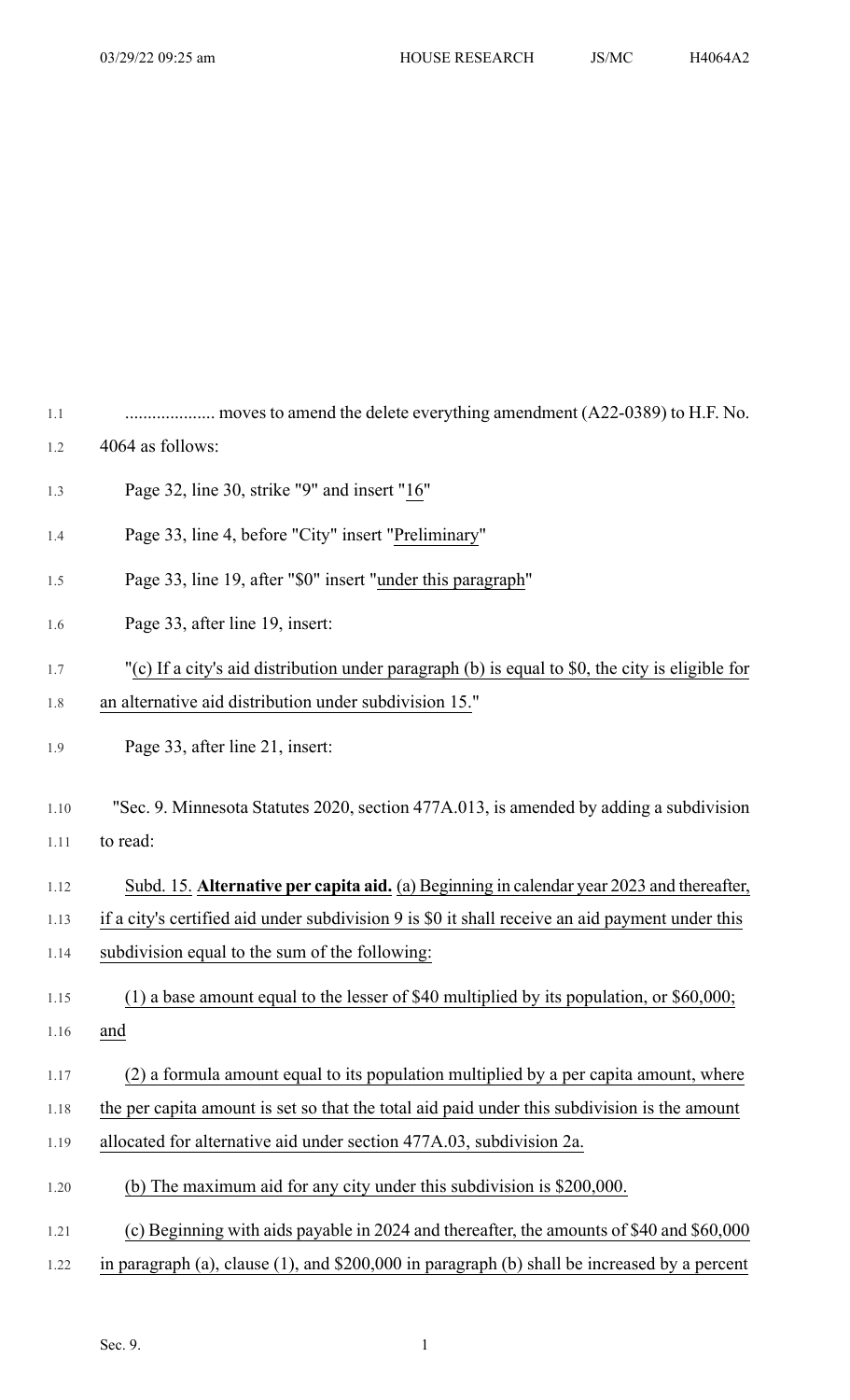.................... moves to amend the delete everything amendment (A22-0389) to H.F. No. 4064 as follows:

Page 32, line 30, strike "9" and insert "16"

Page 33, line 4, before "City" insert "Preliminary"

Page 33, line 19, after "$0" insert "under this paragraph"

Page 33, after line 19, insert:

"(c) If a city's aid distribution under paragraph (b) is equal to $0, the city is eligible for an alternative aid distribution under subdivision 15."

Page 33, after line 21, insert:

"Sec. 9. Minnesota Statutes 2020, section 477A.013, is amended by adding a subdivision to read:

Subd. 15. **Alternative per capita aid.** (a) Beginning in calendar year 2023 and thereafter, if a city's certified aid under subdivision 9 is $0 it shall receive an aid payment under this subdivision equal to the sum of the following:

(1) a base amount equal to the lesser of $40 multiplied by its population, or $60,000; and

(2) a formula amount equal to its population multiplied by a per capita amount, where the per capita amount is set so that the total aid paid under this subdivision is the amount allocated for alternative aid under section 477A.03, subdivision 2a.

(b) The maximum aid for any city under this subdivision is $200,000.

(c) Beginning with aids payable in 2024 and thereafter, the amounts of $40 and $60,000 in paragraph (a), clause (1), and $200,000 in paragraph (b) shall be increased by a percent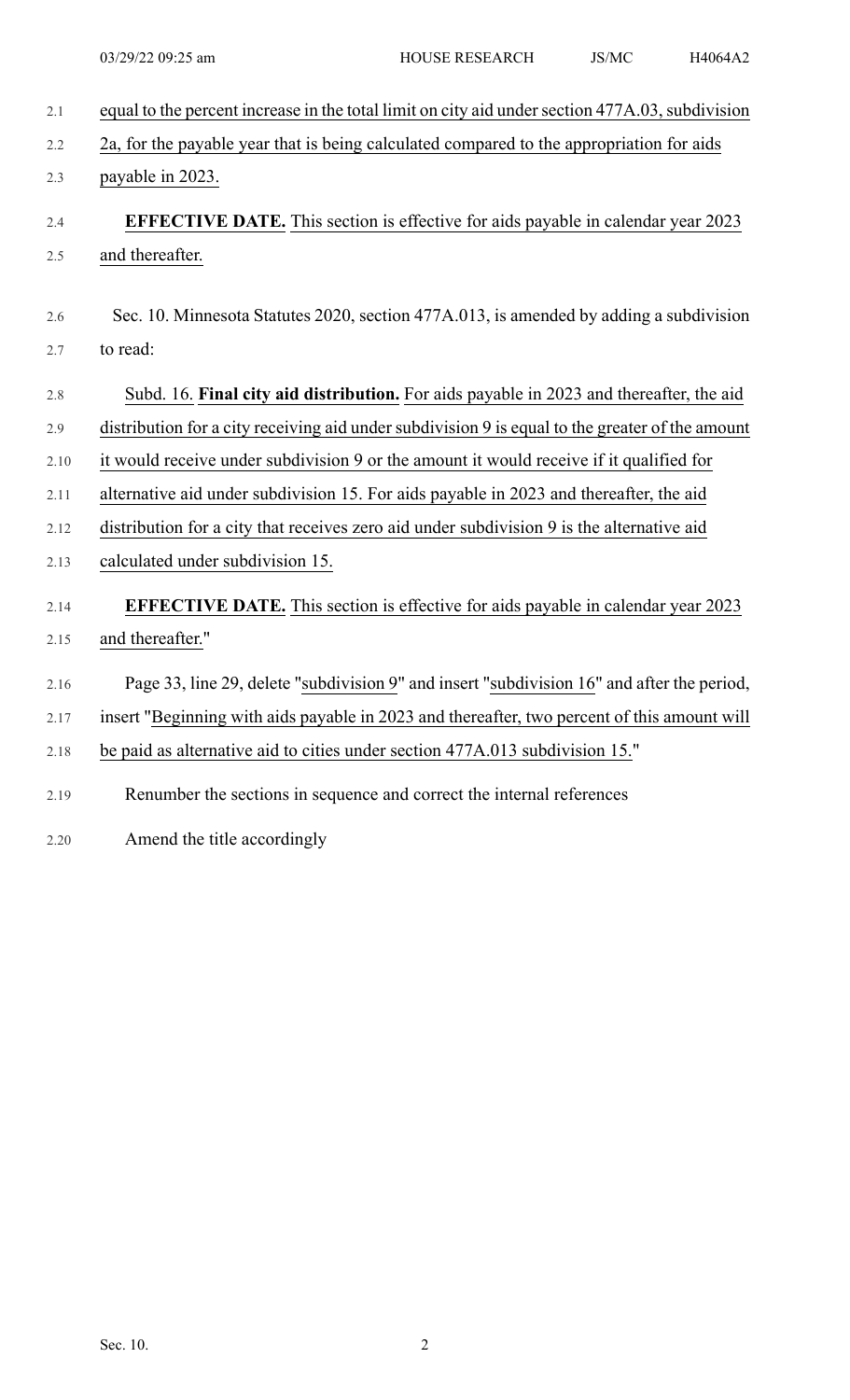equal to the percent increase in the total limit on city aid under section 477A.03, subdivision 2a, for the payable year that is being calculated compared to the appropriation for aids payable in 2023.

**EFFECTIVE DATE.** This section is effective for aids payable in calendar year 2023 and thereafter.

Sec. 10. Minnesota Statutes 2020, section 477A.013, is amended by adding a subdivision to read:

Subd. 16. **Final city aid distribution.** For aids payable in 2023 and thereafter, the aid distribution for a city receiving aid under subdivision 9 is equal to the greater of the amount it would receive under subdivision 9 or the amount it would receive if it qualified for alternative aid under subdivision 15. For aids payable in 2023 and thereafter, the aid distribution for a city that receives zero aid under subdivision 9 is the alternative aid calculated under subdivision 15.

**EFFECTIVE DATE.** This section is effective for aids payable in calendar year 2023 and thereafter."

Page 33, line 29, delete "subdivision 9" and insert "subdivision 16" and after the period, insert "Beginning with aids payable in 2023 and thereafter, two percent of this amount will be paid as alternative aid to cities under section 477A.013 subdivision 15."

Renumber the sections in sequence and correct the internal references

Amend the title accordingly